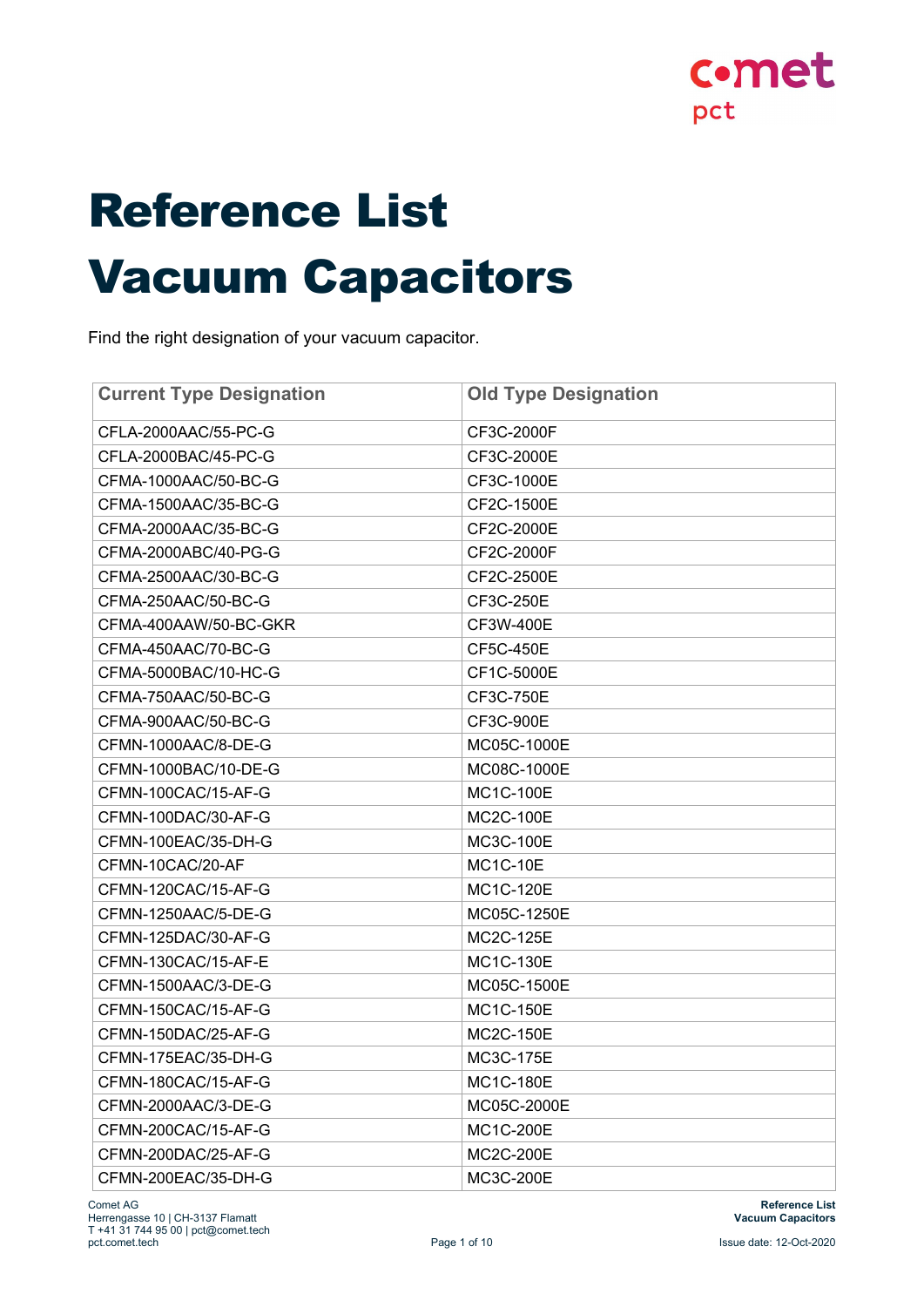# Reference List Vacuum Capacitors

Find the right designation of your vacuum capacitor.

| Current Type Designation | Old Type Designation |
|---|---|
| CFLA-2000AAC/55-PC-G | CF3C-2000F |
| CFLA-2000BAC/45-PC-G | CF3C-2000E |
| CFMA-1000AAC/50-BC-G | CF3C-1000E |
| CFMA-1500AAC/35-BC-G | CF2C-1500E |
| CFMA-2000AAC/35-BC-G | CF2C-2000E |
| CFMA-2000ABC/40-PG-G | CF2C-2000F |
| CFMA-2500AAC/30-BC-G | CF2C-2500E |
| CFMA-250AAC/50-BC-G | CF3C-250E |
| CFMA-400AAW/50-BC-GKR | CF3W-400E |
| CFMA-450AAC/70-BC-G | CF5C-450E |
| CFMA-5000BAC/10-HC-G | CF1C-5000E |
| CFMA-750AAC/50-BC-G | CF3C-750E |
| CFMA-900AAC/50-BC-G | CF3C-900E |
| CFMN-1000AAC/8-DE-G | MC05C-1000E |
| CFMN-1000BAC/10-DE-G | MC08C-1000E |
| CFMN-100CAC/15-AF-G | MC1C-100E |
| CFMN-100DAC/30-AF-G | MC2C-100E |
| CFMN-100EAC/35-DH-G | MC3C-100E |
| CFMN-10CAC/20-AF | MC1C-10E |
| CFMN-120CAC/15-AF-G | MC1C-120E |
| CFMN-1250AAC/5-DE-G | MC05C-1250E |
| CFMN-125DAC/30-AF-G | MC2C-125E |
| CFMN-130CAC/15-AF-E | MC1C-130E |
| CFMN-1500AAC/3-DE-G | MC05C-1500E |
| CFMN-150CAC/15-AF-G | MC1C-150E |
| CFMN-150DAC/25-AF-G | MC2C-150E |
| CFMN-175EAC/35-DH-G | MC3C-175E |
| CFMN-180CAC/15-AF-G | MC1C-180E |
| CFMN-2000AAC/3-DE-G | MC05C-2000E |
| CFMN-200CAC/15-AF-G | MC1C-200E |
| CFMN-200DAC/25-AF-G | MC2C-200E |
| CFMN-200EAC/35-DH-G | MC3C-200E |

Comet AG
Herrengasse 10 | CH-3137 Flamatt
T +41 31 744 95 00 | pct@comet.tech
pct.comet.tech

Issue date: 12-Oct-2020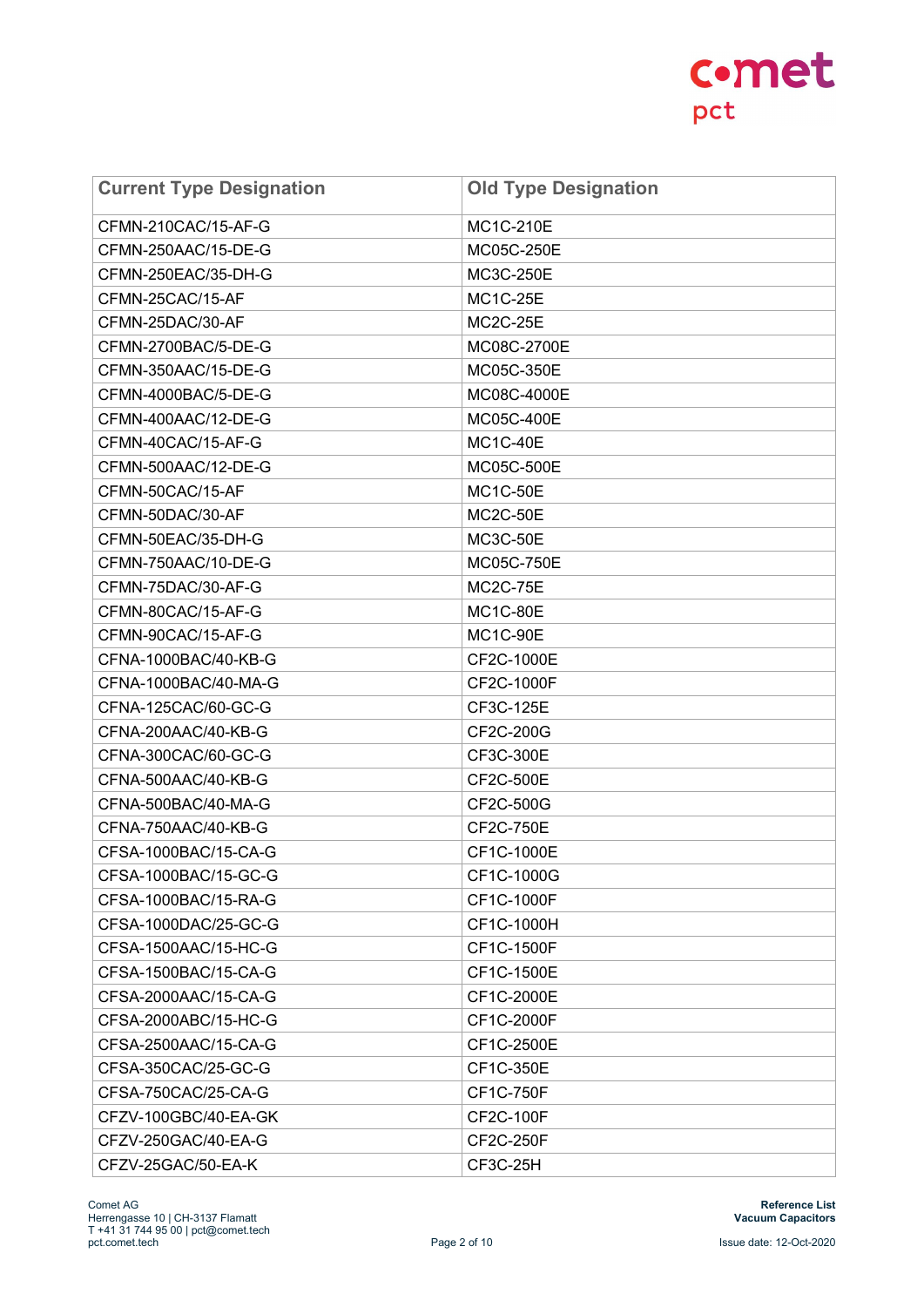| Current Type Designation | Old Type Designation |
|---|---|
| CFMN-210CAC/15-AF-G | MC1C-210E |
| CFMN-250AAC/15-DE-G | MC05C-250E |
| CFMN-250EAC/35-DH-G | MC3C-250E |
| CFMN-25CAC/15-AF | MC1C-25E |
| CFMN-25DAC/30-AF | MC2C-25E |
| CFMN-2700BAC/5-DE-G | MC08C-2700E |
| CFMN-350AAC/15-DE-G | MC05C-350E |
| CFMN-4000BAC/5-DE-G | MC08C-4000E |
| CFMN-400AAC/12-DE-G | MC05C-400E |
| CFMN-40CAC/15-AF-G | MC1C-40E |
| CFMN-500AAC/12-DE-G | MC05C-500E |
| CFMN-50CAC/15-AF | MC1C-50E |
| CFMN-50DAC/30-AF | MC2C-50E |
| CFMN-50EAC/35-DH-G | MC3C-50E |
| CFMN-750AAC/10-DE-G | MC05C-750E |
| CFMN-75DAC/30-AF-G | MC2C-75E |
| CFMN-80CAC/15-AF-G | MC1C-80E |
| CFMN-90CAC/15-AF-G | MC1C-90E |
| CFNA-1000BAC/40-KB-G | CF2C-1000E |
| CFNA-1000BAC/40-MA-G | CF2C-1000F |
| CFNA-125CAC/60-GC-G | CF3C-125E |
| CFNA-200AAC/40-KB-G | CF2C-200G |
| CFNA-300CAC/60-GC-G | CF3C-300E |
| CFNA-500AAC/40-KB-G | CF2C-500E |
| CFNA-500BAC/40-MA-G | CF2C-500G |
| CFNA-750AAC/40-KB-G | CF2C-750E |
| CFSA-1000BAC/15-CA-G | CF1C-1000E |
| CFSA-1000BAC/15-GC-G | CF1C-1000G |
| CFSA-1000BAC/15-RA-G | CF1C-1000F |
| CFSA-1000DAC/25-GC-G | CF1C-1000H |
| CFSA-1500AAC/15-HC-G | CF1C-1500F |
| CFSA-1500BAC/15-CA-G | CF1C-1500E |
| CFSA-2000AAC/15-CA-G | CF1C-2000E |
| CFSA-2000ABC/15-HC-G | CF1C-2000F |
| CFSA-2500AAC/15-CA-G | CF1C-2500E |
| CFSA-350CAC/25-GC-G | CF1C-350E |
| CFSA-750CAC/25-CA-G | CF1C-750F |
| CFZV-100GBC/40-EA-GK | CF2C-100F |
| CFZV-250GAC/40-EA-G | CF2C-250F |
| CFZV-25GAC/50-EA-K | CF3C-25H |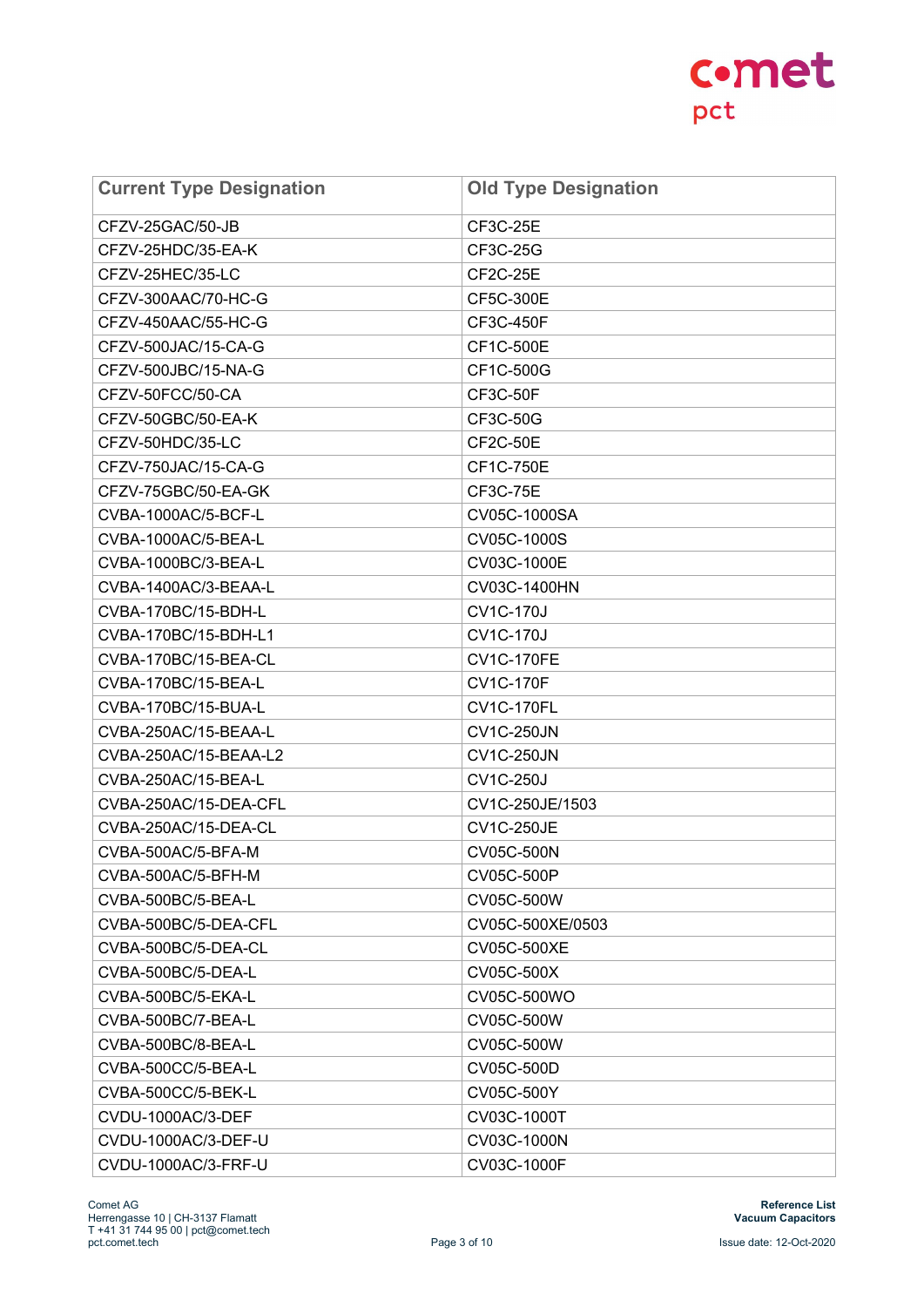| Current Type Designation | Old Type Designation |
|---|---|
| CFZV-25GAC/50-JB | CF3C-25E |
| CFZV-25HDC/35-EA-K | CF3C-25G |
| CFZV-25HEC/35-LC | CF2C-25E |
| CFZV-300AAC/70-HC-G | CF5C-300E |
| CFZV-450AAC/55-HC-G | CF3C-450F |
| CFZV-500JAC/15-CA-G | CF1C-500E |
| CFZV-500JBC/15-NA-G | CF1C-500G |
| CFZV-50FCC/50-CA | CF3C-50F |
| CFZV-50GBC/50-EA-K | CF3C-50G |
| CFZV-50HDC/35-LC | CF2C-50E |
| CFZV-750JAC/15-CA-G | CF1C-750E |
| CFZV-75GBC/50-EA-GK | CF3C-75E |
| CVBA-1000AC/5-BCF-L | CV05C-1000SA |
| CVBA-1000AC/5-BEA-L | CV05C-1000S |
| CVBA-1000BC/3-BEA-L | CV03C-1000E |
| CVBA-1400AC/3-BEAA-L | CV03C-1400HN |
| CVBA-170BC/15-BDH-L | CV1C-170J |
| CVBA-170BC/15-BDH-L1 | CV1C-170J |
| CVBA-170BC/15-BEA-CL | CV1C-170FE |
| CVBA-170BC/15-BEA-L | CV1C-170F |
| CVBA-170BC/15-BUA-L | CV1C-170FL |
| CVBA-250AC/15-BEAA-L | CV1C-250JN |
| CVBA-250AC/15-BEAA-L2 | CV1C-250JN |
| CVBA-250AC/15-BEA-L | CV1C-250J |
| CVBA-250AC/15-DEA-CFL | CV1C-250JE/1503 |
| CVBA-250AC/15-DEA-CL | CV1C-250JE |
| CVBA-500AC/5-BFA-M | CV05C-500N |
| CVBA-500AC/5-BFH-M | CV05C-500P |
| CVBA-500BC/5-BEA-L | CV05C-500W |
| CVBA-500BC/5-DEA-CFL | CV05C-500XE/0503 |
| CVBA-500BC/5-DEA-CL | CV05C-500XE |
| CVBA-500BC/5-DEA-L | CV05C-500X |
| CVBA-500BC/5-EKA-L | CV05C-500WO |
| CVBA-500BC/7-BEA-L | CV05C-500W |
| CVBA-500BC/8-BEA-L | CV05C-500W |
| CVBA-500CC/5-BEA-L | CV05C-500D |
| CVBA-500CC/5-BEK-L | CV05C-500Y |
| CVDU-1000AC/3-DEF | CV03C-1000T |
| CVDU-1000AC/3-DEF-U | CV03C-1000N |
| CVDU-1000AC/3-FRF-U | CV03C-1000F |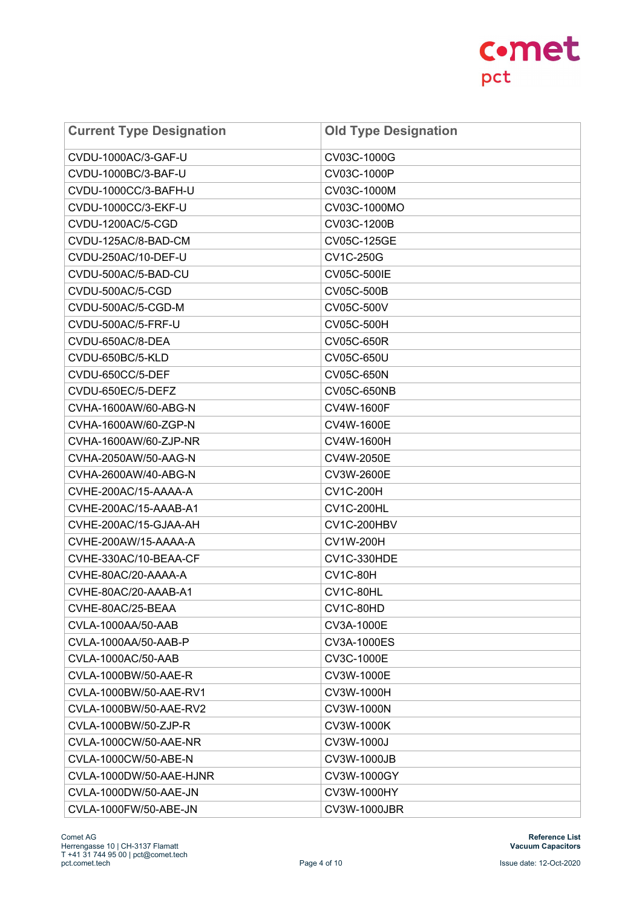| Current Type Designation | Old Type Designation |
| --- | --- |
| CVDU-1000AC/3-GAF-U | CV03C-1000G |
| CVDU-1000BC/3-BAF-U | CV03C-1000P |
| CVDU-1000CC/3-BAFH-U | CV03C-1000M |
| CVDU-1000CC/3-EKF-U | CV03C-1000MO |
| CVDU-1200AC/5-CGD | CV03C-1200B |
| CVDU-125AC/8-BAD-CM | CV05C-125GE |
| CVDU-250AC/10-DEF-U | CV1C-250G |
| CVDU-500AC/5-BAD-CU | CV05C-500IE |
| CVDU-500AC/5-CGD | CV05C-500B |
| CVDU-500AC/5-CGD-M | CV05C-500V |
| CVDU-500AC/5-FRF-U | CV05C-500H |
| CVDU-650AC/8-DEA | CV05C-650R |
| CVDU-650BC/5-KLD | CV05C-650U |
| CVDU-650CC/5-DEF | CV05C-650N |
| CVDU-650EC/5-DEFZ | CV05C-650NB |
| CVHA-1600AW/60-ABG-N | CV4W-1600F |
| CVHA-1600AW/60-ZGP-N | CV4W-1600E |
| CVHA-1600AW/60-ZJP-NR | CV4W-1600H |
| CVHA-2050AW/50-AAG-N | CV4W-2050E |
| CVHA-2600AW/40-ABG-N | CV3W-2600E |
| CVHE-200AC/15-AAAA-A | CV1C-200H |
| CVHE-200AC/15-AAAB-A1 | CV1C-200HL |
| CVHE-200AC/15-GJAA-AH | CV1C-200HBV |
| CVHE-200AW/15-AAAA-A | CV1W-200H |
| CVHE-330AC/10-BEAA-CF | CV1C-330HDE |
| CVHE-80AC/20-AAAA-A | CV1C-80H |
| CVHE-80AC/20-AAAB-A1 | CV1C-80HL |
| CVHE-80AC/25-BEAA | CV1C-80HD |
| CVLA-1000AA/50-AAB | CV3A-1000E |
| CVLA-1000AA/50-AAB-P | CV3A-1000ES |
| CVLA-1000AC/50-AAB | CV3C-1000E |
| CVLA-1000BW/50-AAE-R | CV3W-1000E |
| CVLA-1000BW/50-AAE-RV1 | CV3W-1000H |
| CVLA-1000BW/50-AAE-RV2 | CV3W-1000N |
| CVLA-1000BW/50-ZJP-R | CV3W-1000K |
| CVLA-1000CW/50-AAE-NR | CV3W-1000J |
| CVLA-1000CW/50-ABE-N | CV3W-1000JB |
| CVLA-1000DW/50-AAE-HJNR | CV3W-1000GY |
| CVLA-1000DW/50-AAE-JN | CV3W-1000HY |
| CVLA-1000FW/50-ABE-JN | CV3W-1000JBR |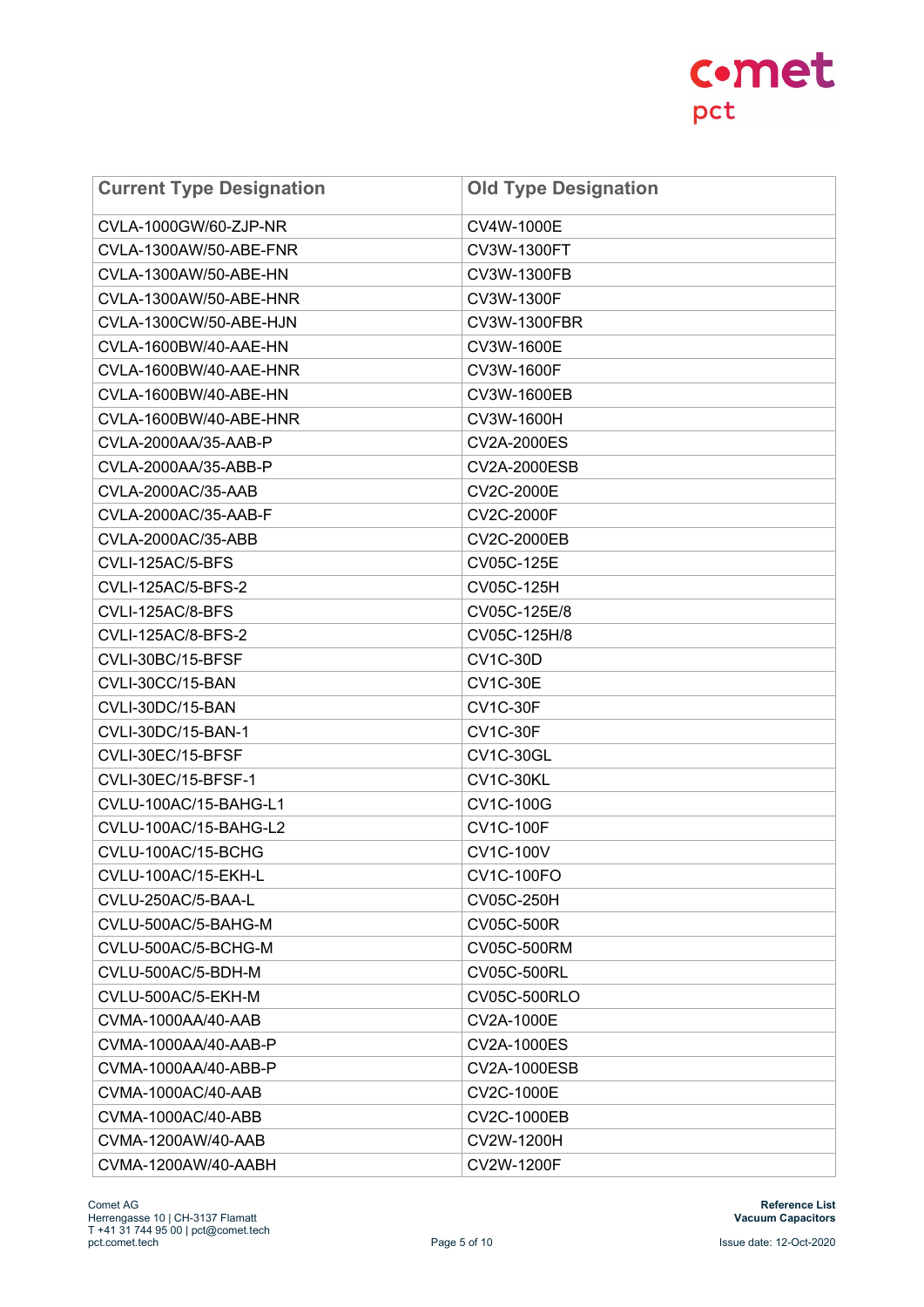| Current Type Designation | Old Type Designation |
|---|---|
| CVLA-1000GW/60-ZJP-NR | CV4W-1000E |
| CVLA-1300AW/50-ABE-FNR | CV3W-1300FT |
| CVLA-1300AW/50-ABE-HN | CV3W-1300FB |
| CVLA-1300AW/50-ABE-HNR | CV3W-1300F |
| CVLA-1300CW/50-ABE-HJN | CV3W-1300FBR |
| CVLA-1600BW/40-AAE-HN | CV3W-1600E |
| CVLA-1600BW/40-AAE-HNR | CV3W-1600F |
| CVLA-1600BW/40-ABE-HN | CV3W-1600EB |
| CVLA-1600BW/40-ABE-HNR | CV3W-1600H |
| CVLA-2000AA/35-AAB-P | CV2A-2000ES |
| CVLA-2000AA/35-ABB-P | CV2A-2000ESB |
| CVLA-2000AC/35-AAB | CV2C-2000E |
| CVLA-2000AC/35-AAB-F | CV2C-2000F |
| CVLA-2000AC/35-ABB | CV2C-2000EB |
| CVLI-125AC/5-BFS | CV05C-125E |
| CVLI-125AC/5-BFS-2 | CV05C-125H |
| CVLI-125AC/8-BFS | CV05C-125E/8 |
| CVLI-125AC/8-BFS-2 | CV05C-125H/8 |
| CVLI-30BC/15-BFSF | CV1C-30D |
| CVLI-30CC/15-BAN | CV1C-30E |
| CVLI-30DC/15-BAN | CV1C-30F |
| CVLI-30DC/15-BAN-1 | CV1C-30F |
| CVLI-30EC/15-BFSF | CV1C-30GL |
| CVLI-30EC/15-BFSF-1 | CV1C-30KL |
| CVLU-100AC/15-BAHG-L1 | CV1C-100G |
| CVLU-100AC/15-BAHG-L2 | CV1C-100F |
| CVLU-100AC/15-BCHG | CV1C-100V |
| CVLU-100AC/15-EKH-L | CV1C-100FO |
| CVLU-250AC/5-BAA-L | CV05C-250H |
| CVLU-500AC/5-BAHG-M | CV05C-500R |
| CVLU-500AC/5-BCHG-M | CV05C-500RM |
| CVLU-500AC/5-BDH-M | CV05C-500RL |
| CVLU-500AC/5-EKH-M | CV05C-500RLO |
| CVMA-1000AA/40-AAB | CV2A-1000E |
| CVMA-1000AA/40-AAB-P | CV2A-1000ES |
| CVMA-1000AA/40-ABB-P | CV2A-1000ESB |
| CVMA-1000AC/40-AAB | CV2C-1000E |
| CVMA-1000AC/40-ABB | CV2C-1000EB |
| CVMA-1200AW/40-AAB | CV2W-1200H |
| CVMA-1200AW/40-AABH | CV2W-1200F |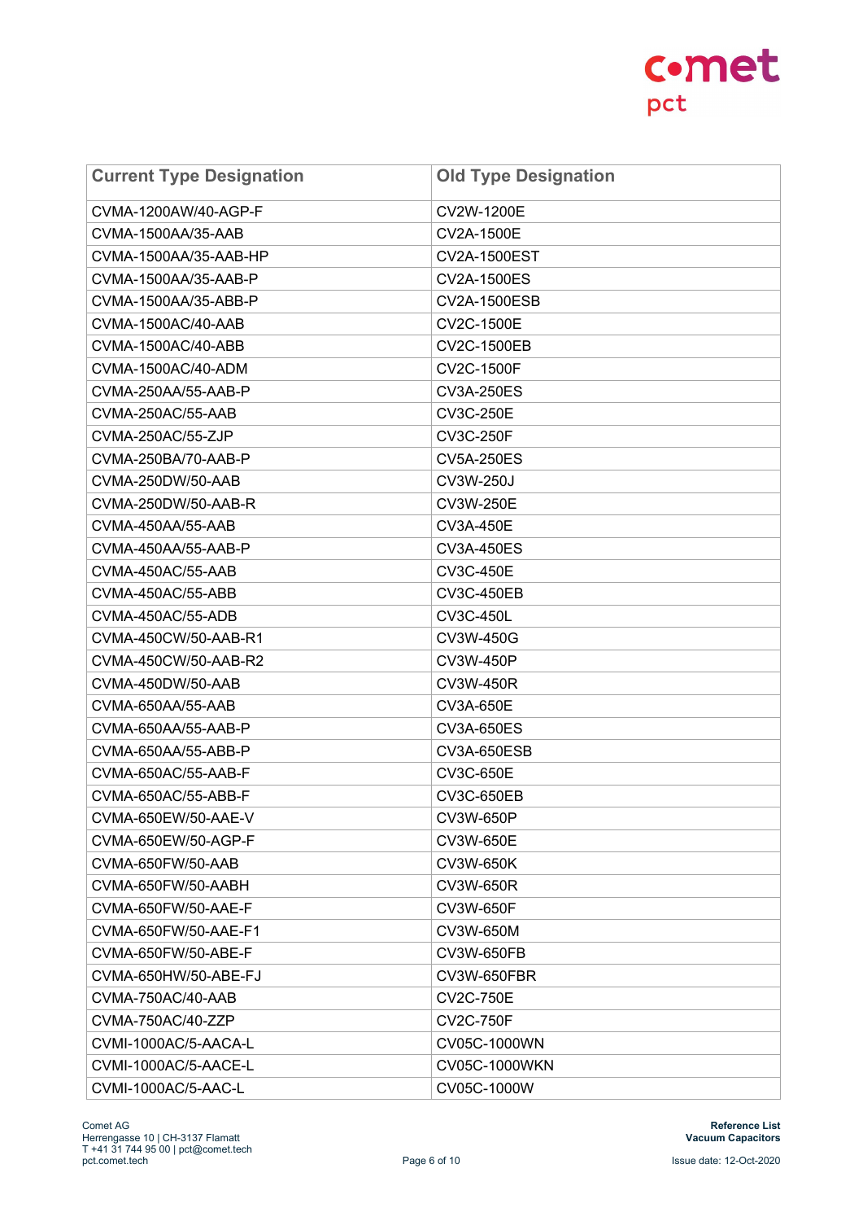| Current Type Designation | Old Type Designation |
|---|---|
| CVMA-1200AW/40-AGP-F | CV2W-1200E |
| CVMA-1500AA/35-AAB | CV2A-1500E |
| CVMA-1500AA/35-AAB-HP | CV2A-1500EST |
| CVMA-1500AA/35-AAB-P | CV2A-1500ES |
| CVMA-1500AA/35-ABB-P | CV2A-1500ESB |
| CVMA-1500AC/40-AAB | CV2C-1500E |
| CVMA-1500AC/40-ABB | CV2C-1500EB |
| CVMA-1500AC/40-ADM | CV2C-1500F |
| CVMA-250AA/55-AAB-P | CV3A-250ES |
| CVMA-250AC/55-AAB | CV3C-250E |
| CVMA-250AC/55-ZJP | CV3C-250F |
| CVMA-250BA/70-AAB-P | CV5A-250ES |
| CVMA-250DW/50-AAB | CV3W-250J |
| CVMA-250DW/50-AAB-R | CV3W-250E |
| CVMA-450AA/55-AAB | CV3A-450E |
| CVMA-450AA/55-AAB-P | CV3A-450ES |
| CVMA-450AC/55-AAB | CV3C-450E |
| CVMA-450AC/55-ABB | CV3C-450EB |
| CVMA-450AC/55-ADB | CV3C-450L |
| CVMA-450CW/50-AAB-R1 | CV3W-450G |
| CVMA-450CW/50-AAB-R2 | CV3W-450P |
| CVMA-450DW/50-AAB | CV3W-450R |
| CVMA-650AA/55-AAB | CV3A-650E |
| CVMA-650AA/55-AAB-P | CV3A-650ES |
| CVMA-650AA/55-ABB-P | CV3A-650ESB |
| CVMA-650AC/55-AAB-F | CV3C-650E |
| CVMA-650AC/55-ABB-F | CV3C-650EB |
| CVMA-650EW/50-AAE-V | CV3W-650P |
| CVMA-650EW/50-AGP-F | CV3W-650E |
| CVMA-650FW/50-AAB | CV3W-650K |
| CVMA-650FW/50-AABH | CV3W-650R |
| CVMA-650FW/50-AAE-F | CV3W-650F |
| CVMA-650FW/50-AAE-F1 | CV3W-650M |
| CVMA-650FW/50-ABE-F | CV3W-650FB |
| CVMA-650HW/50-ABE-FJ | CV3W-650FBR |
| CVMA-750AC/40-AAB | CV2C-750E |
| CVMA-750AC/40-ZZP | CV2C-750F |
| CVMI-1000AC/5-AACA-L | CV05C-1000WN |
| CVMI-1000AC/5-AACE-L | CV05C-1000WKN |
| CVMI-1000AC/5-AAC-L | CV05C-1000W |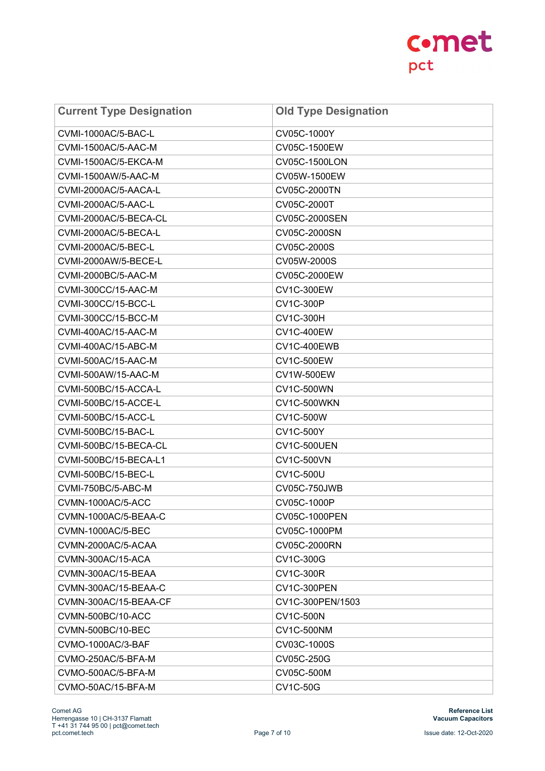| Current Type Designation | Old Type Designation |
|---|---|
| CVMI-1000AC/5-BAC-L | CV05C-1000Y |
| CVMI-1500AC/5-AAC-M | CV05C-1500EW |
| CVMI-1500AC/5-EKCA-M | CV05C-1500LON |
| CVMI-1500AW/5-AAC-M | CV05W-1500EW |
| CVMI-2000AC/5-AACA-L | CV05C-2000TN |
| CVMI-2000AC/5-AAC-L | CV05C-2000T |
| CVMI-2000AC/5-BECA-CL | CV05C-2000SEN |
| CVMI-2000AC/5-BECA-L | CV05C-2000SN |
| CVMI-2000AC/5-BEC-L | CV05C-2000S |
| CVMI-2000AW/5-BECE-L | CV05W-2000S |
| CVMI-2000BC/5-AAC-M | CV05C-2000EW |
| CVMI-300CC/15-AAC-M | CV1C-300EW |
| CVMI-300CC/15-BCC-L | CV1C-300P |
| CVMI-300CC/15-BCC-M | CV1C-300H |
| CVMI-400AC/15-AAC-M | CV1C-400EW |
| CVMI-400AC/15-ABC-M | CV1C-400EWB |
| CVMI-500AC/15-AAC-M | CV1C-500EW |
| CVMI-500AW/15-AAC-M | CV1W-500EW |
| CVMI-500BC/15-ACCA-L | CV1C-500WN |
| CVMI-500BC/15-ACCE-L | CV1C-500WKN |
| CVMI-500BC/15-ACC-L | CV1C-500W |
| CVMI-500BC/15-BAC-L | CV1C-500Y |
| CVMI-500BC/15-BECA-CL | CV1C-500UEN |
| CVMI-500BC/15-BECA-L1 | CV1C-500VN |
| CVMI-500BC/15-BEC-L | CV1C-500U |
| CVMI-750BC/5-ABC-M | CV05C-750JWB |
| CVMN-1000AC/5-ACC | CV05C-1000P |
| CVMN-1000AC/5-BEAA-C | CV05C-1000PEN |
| CVMN-1000AC/5-BEC | CV05C-1000PM |
| CVMN-2000AC/5-ACAA | CV05C-2000RN |
| CVMN-300AC/15-ACA | CV1C-300G |
| CVMN-300AC/15-BEAA | CV1C-300R |
| CVMN-300AC/15-BEAA-C | CV1C-300PEN |
| CVMN-300AC/15-BEAA-CF | CV1C-300PEN/1503 |
| CVMN-500BC/10-ACC | CV1C-500N |
| CVMN-500BC/10-BEC | CV1C-500NM |
| CVMO-1000AC/3-BAF | CV03C-1000S |
| CVMO-250AC/5-BFA-M | CV05C-250G |
| CVMO-500AC/5-BFA-M | CV05C-500M |
| CVMO-50AC/15-BFA-M | CV1C-50G |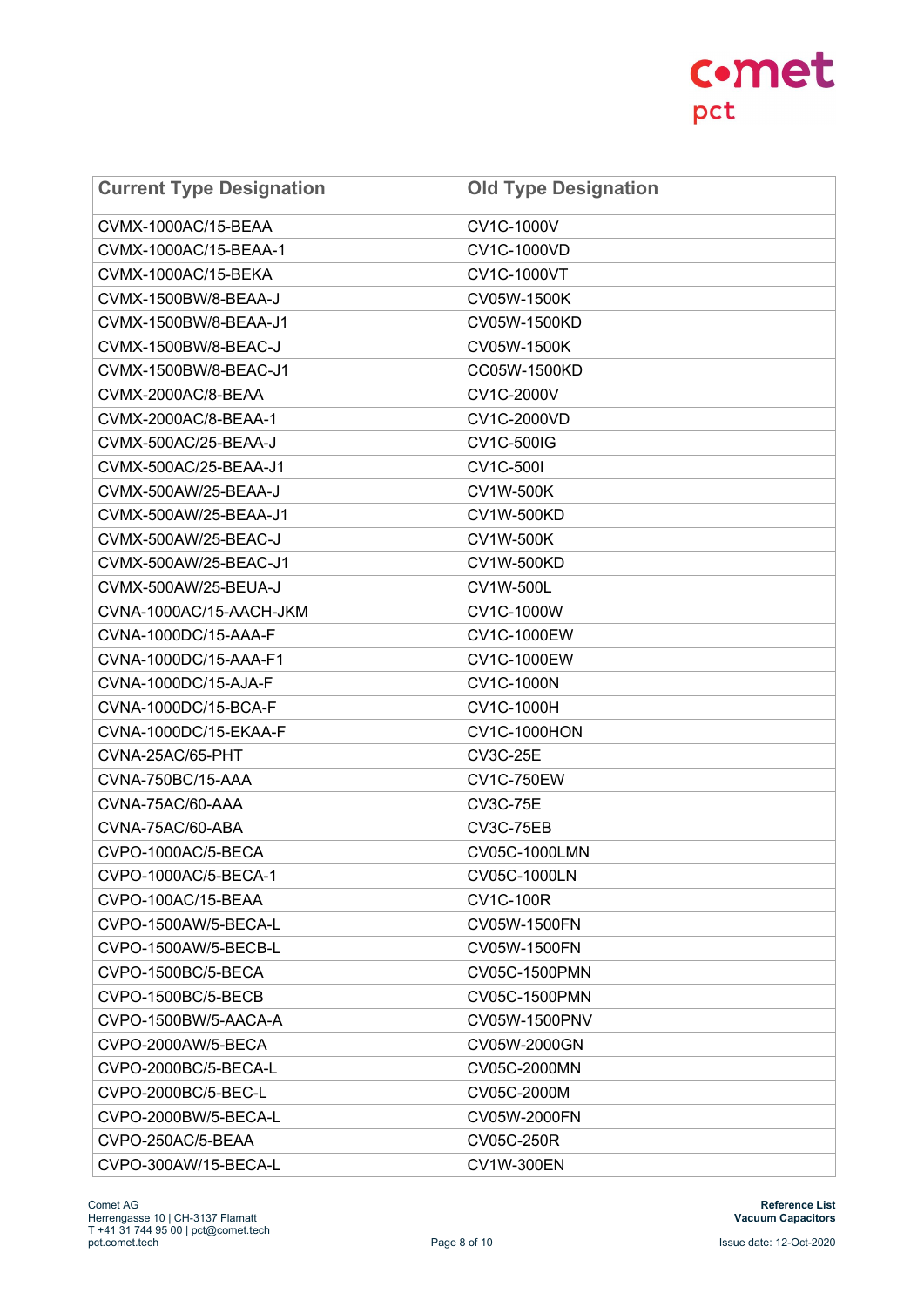| Current Type Designation | Old Type Designation |
|---|---|
| CVMX-1000AC/15-BEAA | CV1C-1000V |
| CVMX-1000AC/15-BEAA-1 | CV1C-1000VD |
| CVMX-1000AC/15-BEKA | CV1C-1000VT |
| CVMX-1500BW/8-BEAA-J | CV05W-1500K |
| CVMX-1500BW/8-BEAA-J1 | CV05W-1500KD |
| CVMX-1500BW/8-BEAC-J | CV05W-1500K |
| CVMX-1500BW/8-BEAC-J1 | CC05W-1500KD |
| CVMX-2000AC/8-BEAA | CV1C-2000V |
| CVMX-2000AC/8-BEAA-1 | CV1C-2000VD |
| CVMX-500AC/25-BEAA-J | CV1C-500IG |
| CVMX-500AC/25-BEAA-J1 | CV1C-500I |
| CVMX-500AW/25-BEAA-J | CV1W-500K |
| CVMX-500AW/25-BEAA-J1 | CV1W-500KD |
| CVMX-500AW/25-BEAC-J | CV1W-500K |
| CVMX-500AW/25-BEAC-J1 | CV1W-500KD |
| CVMX-500AW/25-BEUA-J | CV1W-500L |
| CVNA-1000AC/15-AACH-JKM | CV1C-1000W |
| CVNA-1000DC/15-AAA-F | CV1C-1000EW |
| CVNA-1000DC/15-AAA-F1 | CV1C-1000EW |
| CVNA-1000DC/15-AJA-F | CV1C-1000N |
| CVNA-1000DC/15-BCA-F | CV1C-1000H |
| CVNA-1000DC/15-EKAA-F | CV1C-1000HON |
| CVNA-25AC/65-PHT | CV3C-25E |
| CVNA-750BC/15-AAA | CV1C-750EW |
| CVNA-75AC/60-AAA | CV3C-75E |
| CVNA-75AC/60-ABA | CV3C-75EB |
| CVPO-1000AC/5-BECA | CV05C-1000LMN |
| CVPO-1000AC/5-BECA-1 | CV05C-1000LN |
| CVPO-100AC/15-BEAA | CV1C-100R |
| CVPO-1500AW/5-BECA-L | CV05W-1500FN |
| CVPO-1500AW/5-BECB-L | CV05W-1500FN |
| CVPO-1500BC/5-BECA | CV05C-1500PMN |
| CVPO-1500BC/5-BECB | CV05C-1500PMN |
| CVPO-1500BW/5-AACA-A | CV05W-1500PNV |
| CVPO-2000AW/5-BECA | CV05W-2000GN |
| CVPO-2000BC/5-BECA-L | CV05C-2000MN |
| CVPO-2000BC/5-BEC-L | CV05C-2000M |
| CVPO-2000BW/5-BECA-L | CV05W-2000FN |
| CVPO-250AC/5-BEAA | CV05C-250R |
| CVPO-300AW/15-BECA-L | CV1W-300EN |

Comet AG
Herrengasse 10 | CH-3137 Flamatt
T +41 31 744 95 00 | pct@comet.tech
pct.comet.tech

**Reference List**
**Vacuum Capacitors**

Issue date: 12-Oct-2020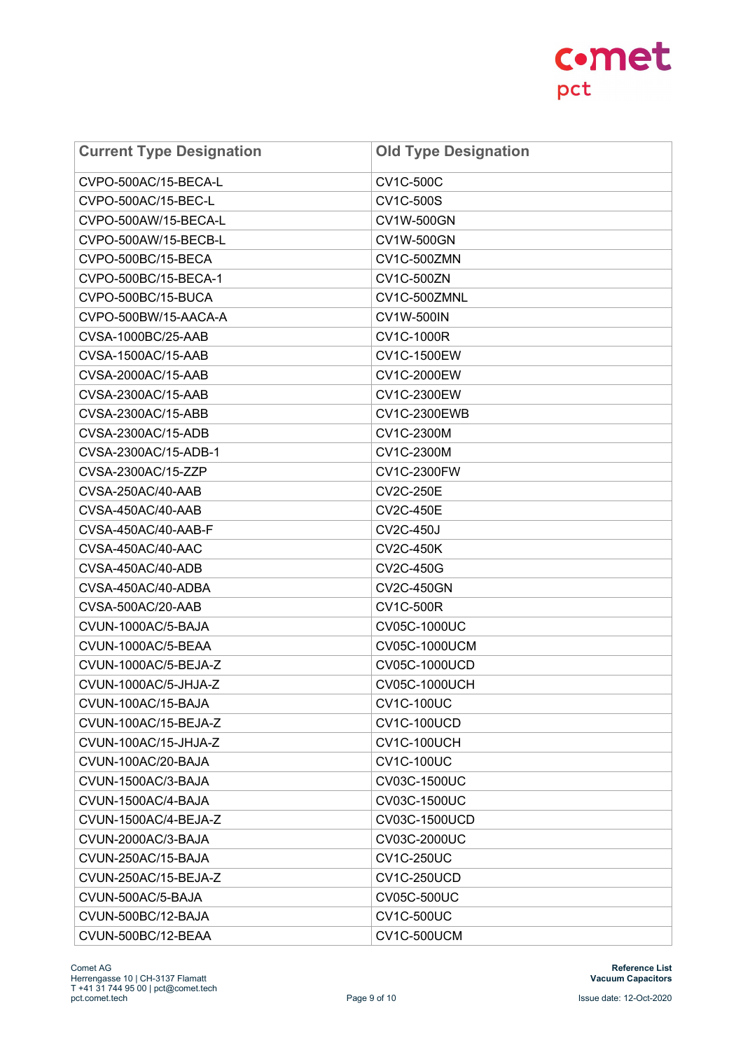| Current Type Designation | Old Type Designation |
|---|---|
| CVPO-500AC/15-BECA-L | CV1C-500C |
| CVPO-500AC/15-BEC-L | CV1C-500S |
| CVPO-500AW/15-BECA-L | CV1W-500GN |
| CVPO-500AW/15-BECB-L | CV1W-500GN |
| CVPO-500BC/15-BECA | CV1C-500ZMN |
| CVPO-500BC/15-BECA-1 | CV1C-500ZN |
| CVPO-500BC/15-BUCA | CV1C-500ZMNL |
| CVPO-500BW/15-AACA-A | CV1W-500IN |
| CVSA-1000BC/25-AAB | CV1C-1000R |
| CVSA-1500AC/15-AAB | CV1C-1500EW |
| CVSA-2000AC/15-AAB | CV1C-2000EW |
| CVSA-2300AC/15-AAB | CV1C-2300EW |
| CVSA-2300AC/15-ABB | CV1C-2300EWB |
| CVSA-2300AC/15-ADB | CV1C-2300M |
| CVSA-2300AC/15-ADB-1 | CV1C-2300M |
| CVSA-2300AC/15-ZZP | CV1C-2300FW |
| CVSA-250AC/40-AAB | CV2C-250E |
| CVSA-450AC/40-AAB | CV2C-450E |
| CVSA-450AC/40-AAB-F | CV2C-450J |
| CVSA-450AC/40-AAC | CV2C-450K |
| CVSA-450AC/40-ADB | CV2C-450G |
| CVSA-450AC/40-ADBA | CV2C-450GN |
| CVSA-500AC/20-AAB | CV1C-500R |
| CVUN-1000AC/5-BAJA | CV05C-1000UC |
| CVUN-1000AC/5-BEAA | CV05C-1000UCM |
| CVUN-1000AC/5-BEJA-Z | CV05C-1000UCD |
| CVUN-1000AC/5-JHJA-Z | CV05C-1000UCH |
| CVUN-100AC/15-BAJA | CV1C-100UC |
| CVUN-100AC/15-BEJA-Z | CV1C-100UCD |
| CVUN-100AC/15-JHJA-Z | CV1C-100UCH |
| CVUN-100AC/20-BAJA | CV1C-100UC |
| CVUN-1500AC/3-BAJA | CV03C-1500UC |
| CVUN-1500AC/4-BAJA | CV03C-1500UC |
| CVUN-1500AC/4-BEJA-Z | CV03C-1500UCD |
| CVUN-2000AC/3-BAJA | CV03C-2000UC |
| CVUN-250AC/15-BAJA | CV1C-250UC |
| CVUN-250AC/15-BEJA-Z | CV1C-250UCD |
| CVUN-500AC/5-BAJA | CV05C-500UC |
| CVUN-500BC/12-BAJA | CV1C-500UC |
| CVUN-500BC/12-BEAA | CV1C-500UCM |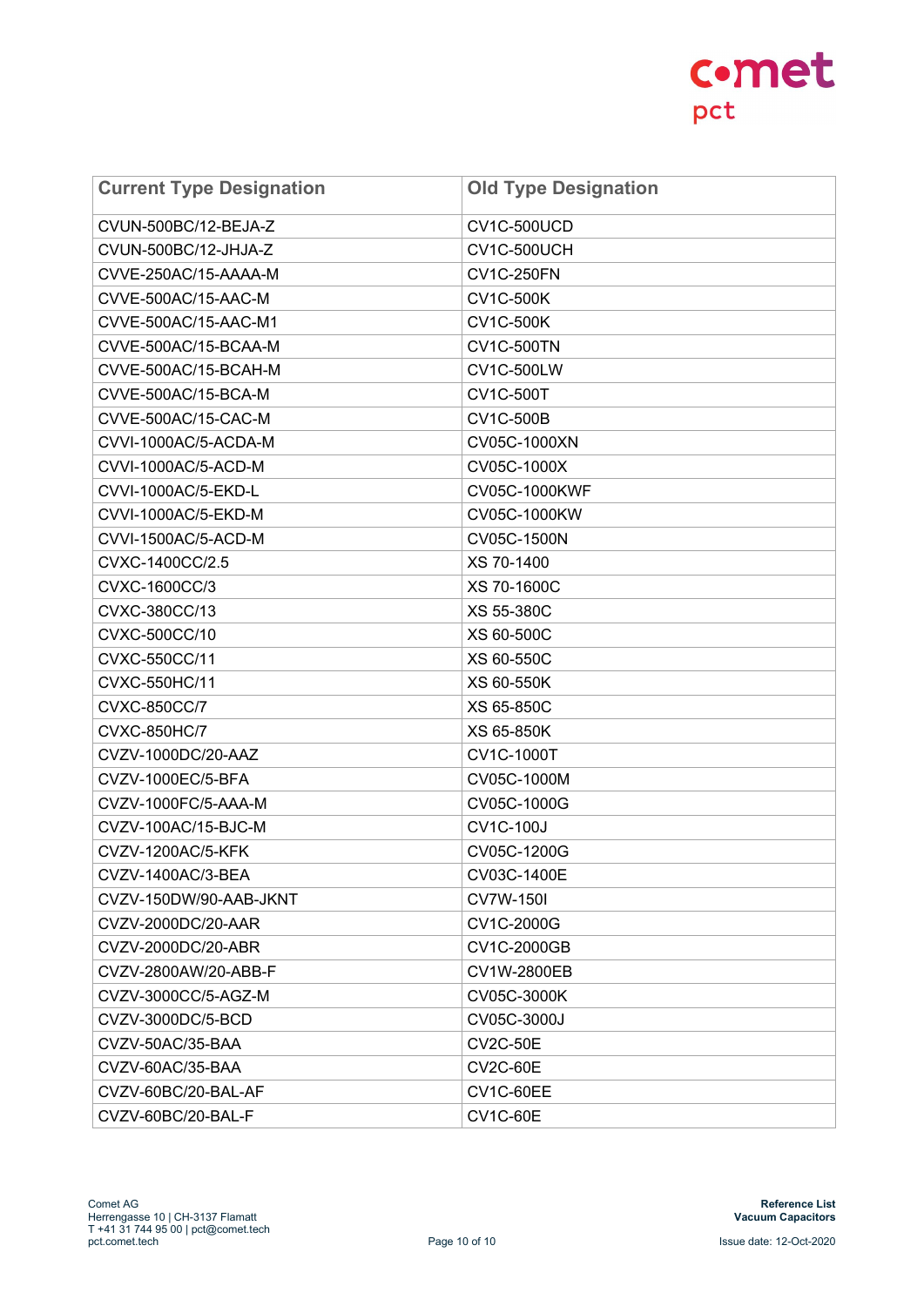| Current Type Designation | Old Type Designation |
| --- | --- |
| CVUN-500BC/12-BEJA-Z | CV1C-500UCD |
| CVUN-500BC/12-JHJA-Z | CV1C-500UCH |
| CVVE-250AC/15-AAAA-M | CV1C-250FN |
| CVVE-500AC/15-AAC-M | CV1C-500K |
| CVVE-500AC/15-AAC-M1 | CV1C-500K |
| CVVE-500AC/15-BCAA-M | CV1C-500TN |
| CVVE-500AC/15-BCAH-M | CV1C-500LW |
| CVVE-500AC/15-BCA-M | CV1C-500T |
| CVVE-500AC/15-CAC-M | CV1C-500B |
| CVVI-1000AC/5-ACDA-M | CV05C-1000XN |
| CVVI-1000AC/5-ACD-M | CV05C-1000X |
| CVVI-1000AC/5-EKD-L | CV05C-1000KWF |
| CVVI-1000AC/5-EKD-M | CV05C-1000KW |
| CVVI-1500AC/5-ACD-M | CV05C-1500N |
| CVXC-1400CC/2.5 | XS 70-1400 |
| CVXC-1600CC/3 | XS 70-1600C |
| CVXC-380CC/13 | XS 55-380C |
| CVXC-500CC/10 | XS 60-500C |
| CVXC-550CC/11 | XS 60-550C |
| CVXC-550HC/11 | XS 60-550K |
| CVXC-850CC/7 | XS 65-850C |
| CVXC-850HC/7 | XS 65-850K |
| CVZV-1000DC/20-AAZ | CV1C-1000T |
| CVZV-1000EC/5-BFA | CV05C-1000M |
| CVZV-1000FC/5-AAA-M | CV05C-1000G |
| CVZV-100AC/15-BJC-M | CV1C-100J |
| CVZV-1200AC/5-KFK | CV05C-1200G |
| CVZV-1400AC/3-BEA | CV03C-1400E |
| CVZV-150DW/90-AAB-JKNT | CV7W-150I |
| CVZV-2000DC/20-AAR | CV1C-2000G |
| CVZV-2000DC/20-ABR | CV1C-2000GB |
| CVZV-2800AW/20-ABB-F | CV1W-2800EB |
| CVZV-3000CC/5-AGZ-M | CV05C-3000K |
| CVZV-3000DC/5-BCD | CV05C-3000J |
| CVZV-50AC/35-BAA | CV2C-50E |
| CVZV-60AC/35-BAA | CV2C-60E |
| CVZV-60BC/20-BAL-AF | CV1C-60EE |
| CVZV-60BC/20-BAL-F | CV1C-60E |